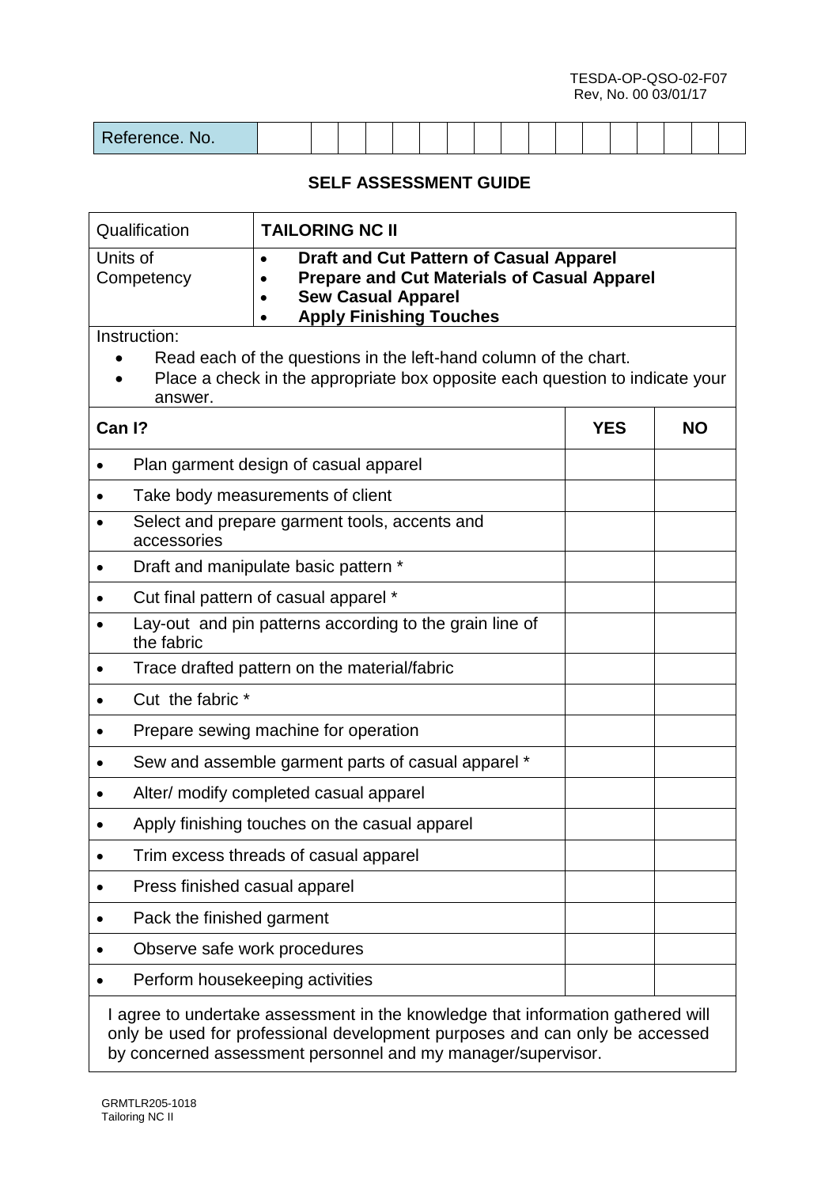TESDA-OP-QSO-02-F07
Rev, No. 00 03/01/17

| Reference. No. | | | | | | | | | | | | | | | | | | |
|---|---|---|---|---|---|---|---|---|---|---|---|---|---|---|---|---|---|---|

## SELF ASSESSMENT GUIDE

| Qualification | **TAILORING NC II** |
|---|---|
| Units of Competency | • **Draft and Cut Pattern of Casual Apparel**<br>• **Prepare and Cut Materials of Casual Apparel**<br>• **Sew Casual Apparel**<br>• **Apply Finishing Touches** |

Instruction:

- Read each of the questions in the left-hand column of the chart.
- Place a check in the appropriate box opposite each question to indicate your answer.

| **Can I?** | **YES** | **NO** |
|---|---|---|
| • Plan garment design of casual apparel | | |
| • Take body measurements of client | | |
| • Select and prepare garment tools, accents and accessories | | |
| • Draft and manipulate basic pattern * | | |
| • Cut final pattern of casual apparel * | | |
| • Lay-out and pin patterns according to the grain line of the fabric | | |
| • Trace drafted pattern on the material/fabric | | |
| • Cut the fabric * | | |
| • Prepare sewing machine for operation | | |
| • Sew and assemble garment parts of casual apparel * | | |
| • Alter/ modify completed casual apparel | | |
| • Apply finishing touches on the casual apparel | | |
| • Trim excess threads of casual apparel | | |
| • Press finished casual apparel | | |
| • Pack the finished garment | | |
| • Observe safe work procedures | | |
| • Perform housekeeping activities | | |

I agree to undertake assessment in the knowledge that information gathered will only be used for professional development purposes and can only be accessed by concerned assessment personnel and my manager/supervisor.

GRMTLR205-1018
Tailoring NC II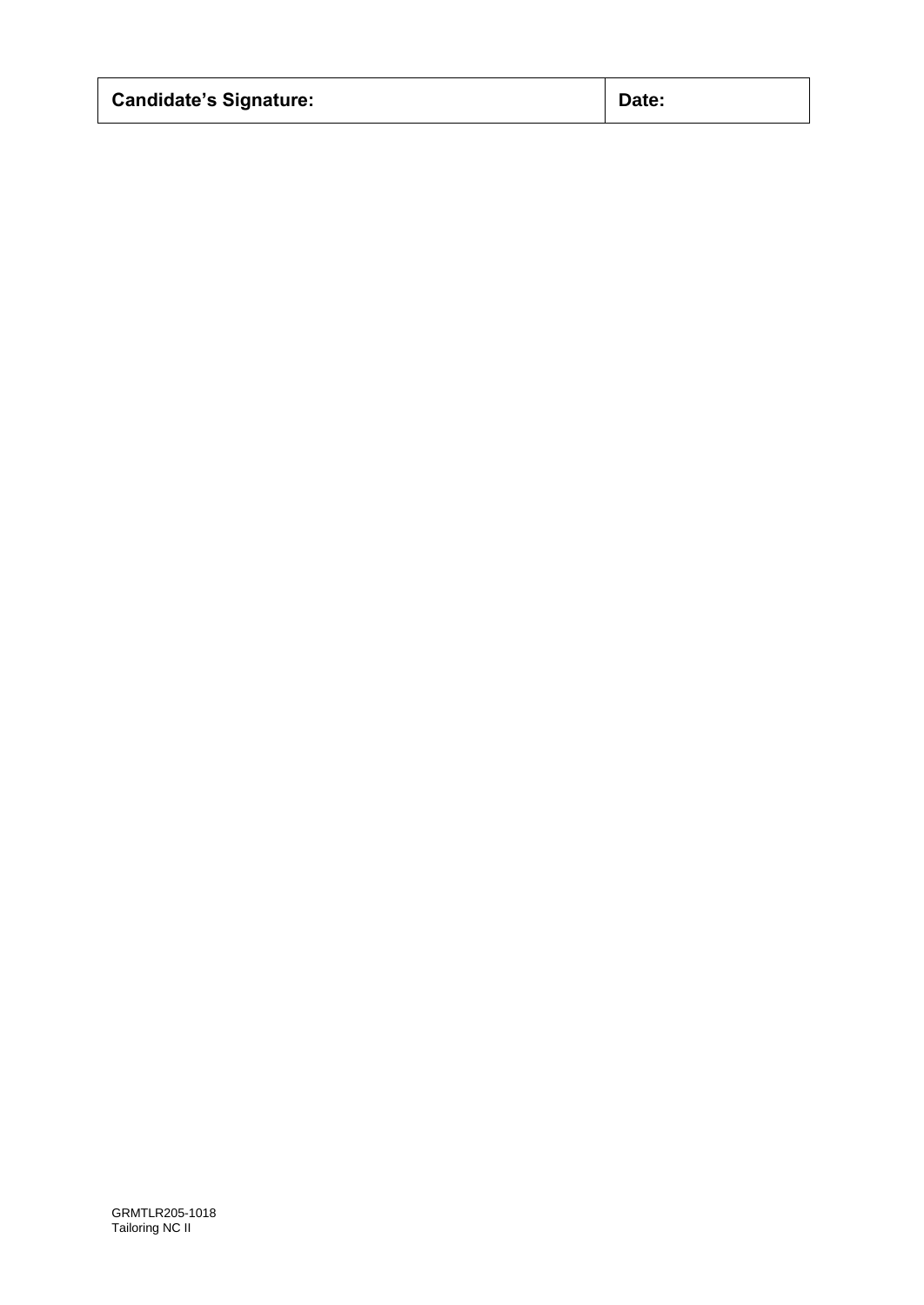| Candidate's Signature: | Date: |
| --- | --- |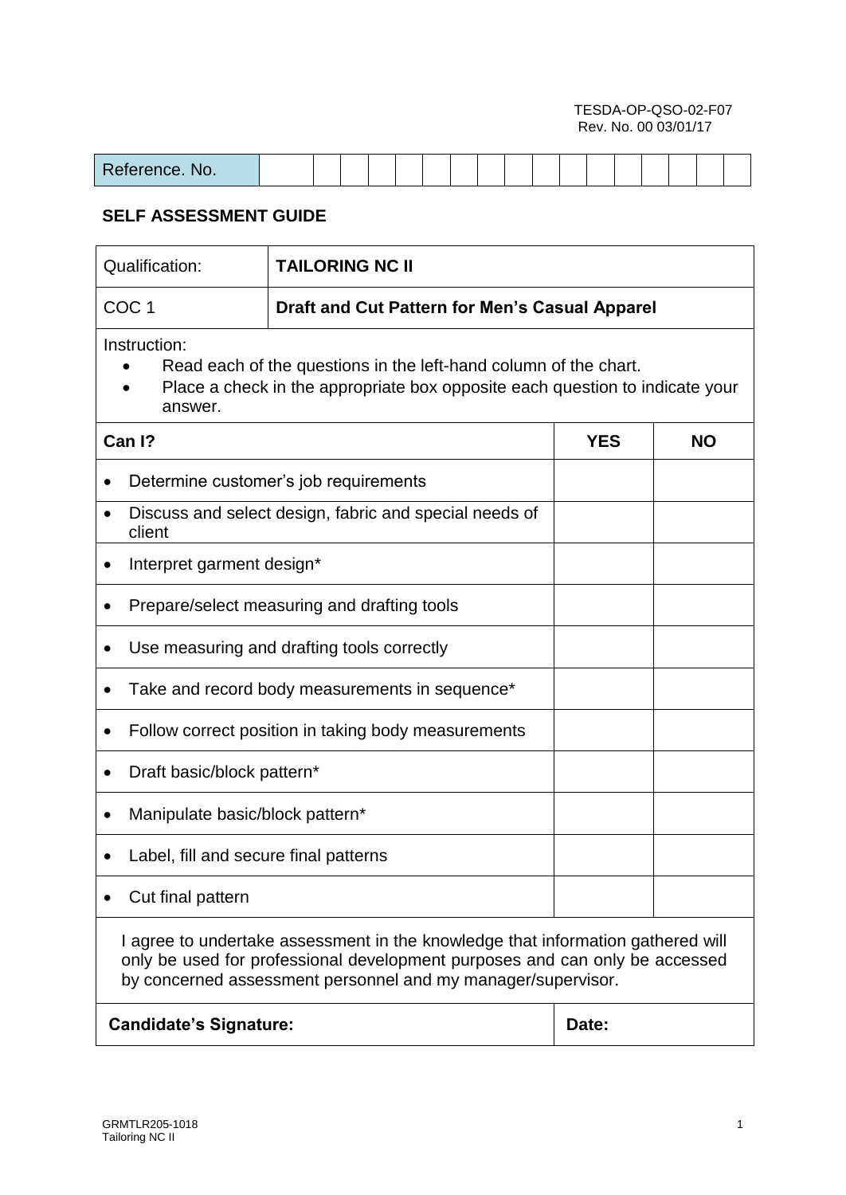TESDA-OP-QSO-02-F07
Rev. No. 00 03/01/17

| Reference. No. | | | | | | | | | | | | | | | | | |
|---|---|---|---|---|---|---|---|---|---|---|---|---|---|---|---|---|---|

**SELF ASSESSMENT GUIDE**

| Qualification: | **TAILORING NC II** | |
|---|---|---|
| COC 1 | **Draft and Cut Pattern for Men's Casual Apparel** | |
| Instruction:<br>• Read each of the questions in the left-hand column of the chart.<br>• Place a check in the appropriate box opposite each question to indicate your answer. | | |
| **Can I?** | **YES** | **NO** |
| • Determine customer's job requirements | | |
| • Discuss and select design, fabric and special needs of client | | |
| • Interpret garment design* | | |
| • Prepare/select measuring and drafting tools | | |
| • Use measuring and drafting tools correctly | | |
| • Take and record body measurements in sequence* | | |
| • Follow correct position in taking body measurements | | |
| • Draft basic/block pattern* | | |
| • Manipulate basic/block pattern* | | |
| • Label, fill and secure final patterns | | |
| • Cut final pattern | | |
| I agree to undertake assessment in the knowledge that information gathered will only be used for professional development purposes and can only be accessed by concerned assessment personnel and my manager/supervisor. | | |
| **Candidate's Signature:** | **Date:** | |

GRMTLR205-1018
Tailoring NC II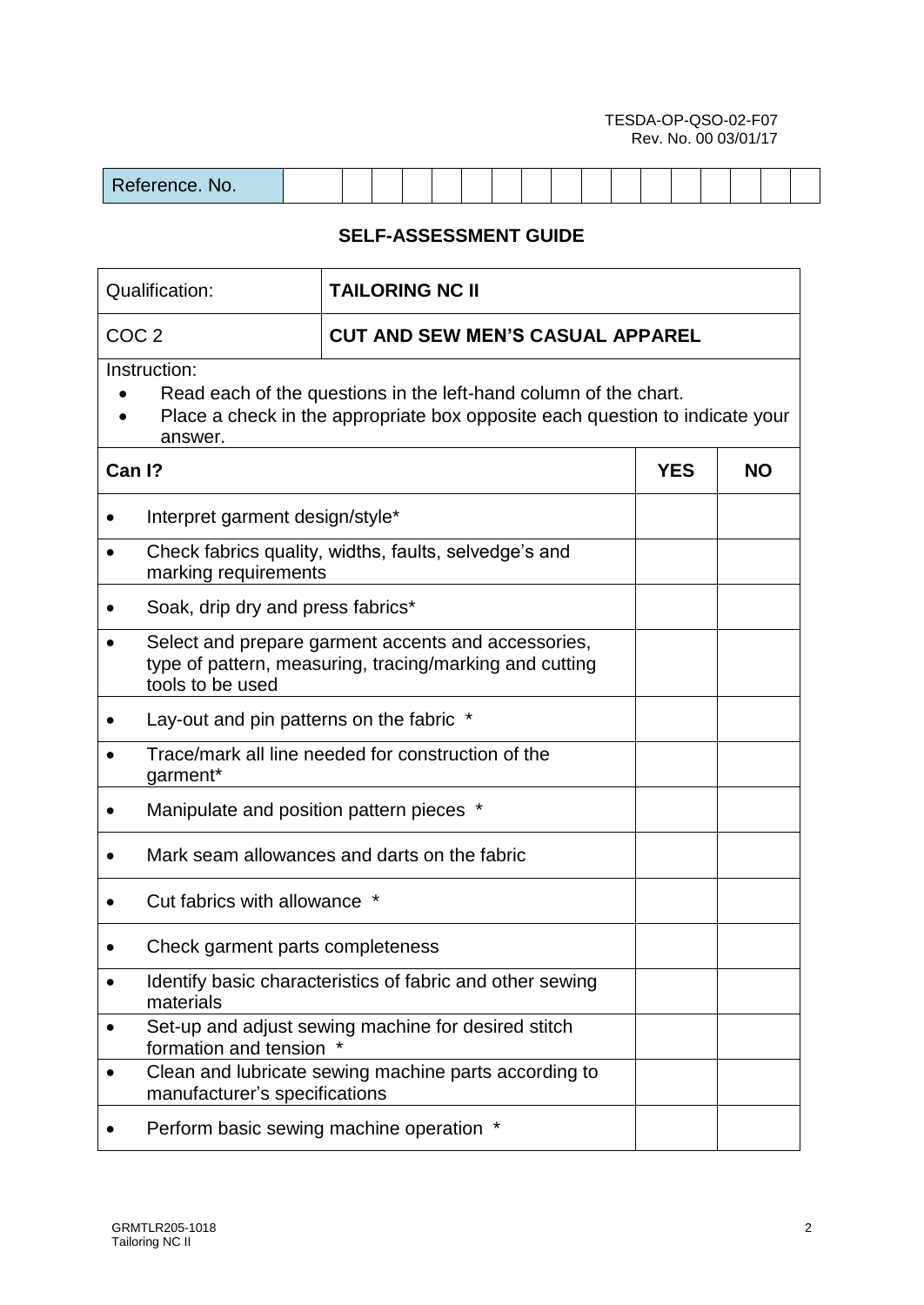TESDA-OP-QSO-02-F07
Rev. No. 00 03/01/17

| Reference. No. | | | | | | | | | | | | | | | | | | |
|---|---|---|---|---|---|---|---|---|---|---|---|---|---|---|---|---|---|---|

## SELF-ASSESSMENT GUIDE

| Qualification: | **TAILORING NC II** |
|---|---|
| COC 2 | **CUT AND SEW MEN'S CASUAL APPAREL** |

Instruction:

- Read each of the questions in the left-hand column of the chart.
- Place a check in the appropriate box opposite each question to indicate your answer.

| **Can I?** | **YES** | **NO** |
|---|---|---|
| • Interpret garment design/style* | | |
| • Check fabrics quality, widths, faults, selvedge's and marking requirements | | |
| • Soak, drip dry and press fabrics* | | |
| • Select and prepare garment accents and accessories, type of pattern, measuring, tracing/marking and cutting tools to be used | | |
| • Lay-out and pin patterns on the fabric * | | |
| • Trace/mark all line needed for construction of the garment* | | |
| • Manipulate and position pattern pieces * | | |
| • Mark seam allowances and darts on the fabric | | |
| • Cut fabrics with allowance * | | |
| • Check garment parts completeness | | |
| • Identify basic characteristics of fabric and other sewing materials | | |
| • Set-up and adjust sewing machine for desired stitch formation and tension * | | |
| • Clean and lubricate sewing machine parts according to manufacturer's specifications | | |
| • Perform basic sewing machine operation * | | |

GRMTLR205-1018
Tailoring NC II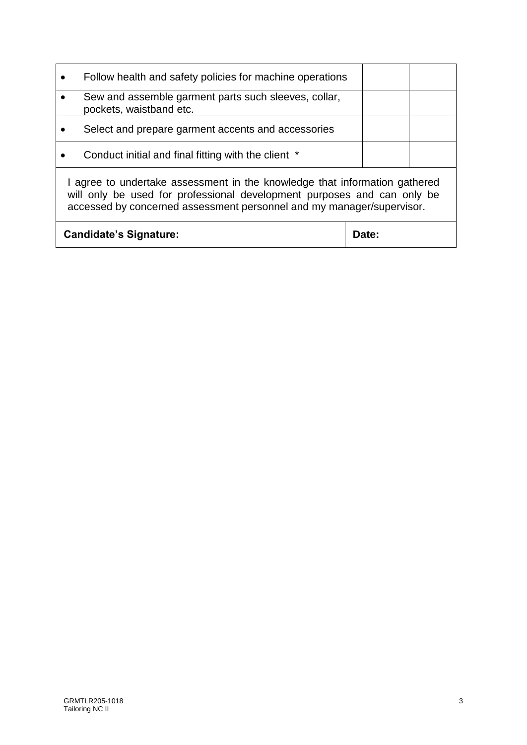| | | |
|---|---|---|
| • Follow health and safety policies for machine operations | | |
| • Sew and assemble garment parts such sleeves, collar, pockets, waistband etc. | | |
| • Select and prepare garment accents and accessories | | |
| • Conduct initial and final fitting with the client * | | |
| I agree to undertake assessment in the knowledge that information gathered will only be used for professional development purposes and can only be accessed by concerned assessment personnel and my manager/supervisor. | | |
| **Candidate's Signature:** | **Date:** | |